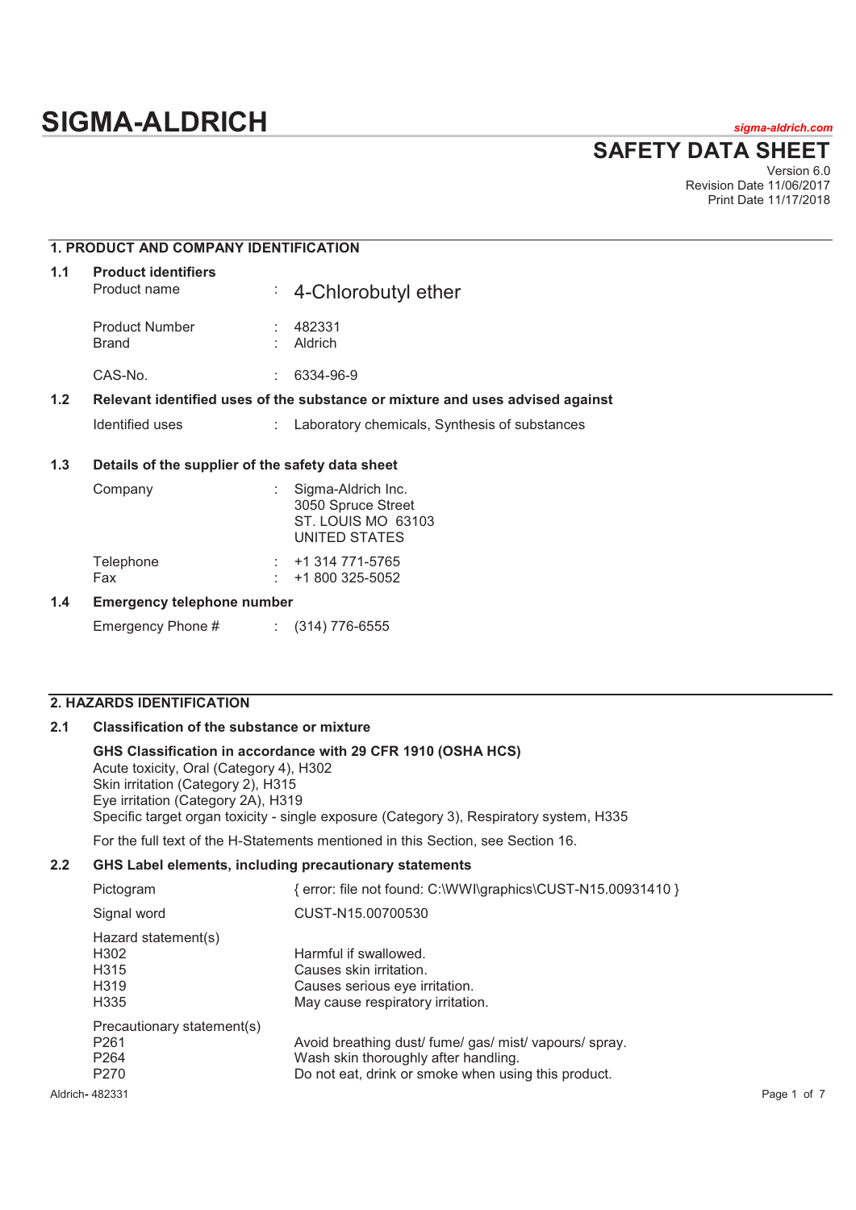# SIGMA-ALDRICH

*sigma-aldrich.com*

## SAFETY DATA SHEET

Version 6.0
Revision Date 11/06/2017
Print Date 11/17/2018

## 1. PRODUCT AND COMPANY IDENTIFICATION

### 1.1 Product identifiers

| | | |
|---|---|---|
| Product name | : | 4-Chlorobutyl ether |
| Product Number | : | 482331 |
| Brand | : | Aldrich |
| CAS-No. | : | 6334-96-9 |

### 1.2 Relevant identified uses of the substance or mixture and uses advised against

| | | |
|---|---|---|
| Identified uses | : | Laboratory chemicals, Synthesis of substances |

### 1.3 Details of the supplier of the safety data sheet

| | | |
|---|---|---|
| Company | : | Sigma-Aldrich Inc.<br>3050 Spruce Street<br>ST. LOUIS MO 63103<br>UNITED STATES |
| Telephone | : | +1 314 771-5765 |
| Fax | : | +1 800 325-5052 |

### 1.4 Emergency telephone number

| | | |
|---|---|---|
| Emergency Phone # | : | (314) 776-6555 |

## 2. HAZARDS IDENTIFICATION

### 2.1 Classification of the substance or mixture

**GHS Classification in accordance with 29 CFR 1910 (OSHA HCS)**
Acute toxicity, Oral (Category 4), H302
Skin irritation (Category 2), H315
Eye irritation (Category 2A), H319
Specific target organ toxicity - single exposure (Category 3), Respiratory system, H335

For the full text of the H-Statements mentioned in this Section, see Section 16.

### 2.2 GHS Label elements, including precautionary statements

| | |
|---|---|
| Pictogram | { error: file not found: C:\WWI\graphics\CUST-N15.00931410 } |
| Signal word | CUST-N15.00700530 |

Hazard statement(s)

| | |
|---|---|
| H302 | Harmful if swallowed. |
| H315 | Causes skin irritation. |
| H319 | Causes serious eye irritation. |
| H335 | May cause respiratory irritation. |

Precautionary statement(s)

| | |
|---|---|
| P261 | Avoid breathing dust/ fume/ gas/ mist/ vapours/ spray. |
| P264 | Wash skin thoroughly after handling. |
| P270 | Do not eat, drink or smoke when using this product. |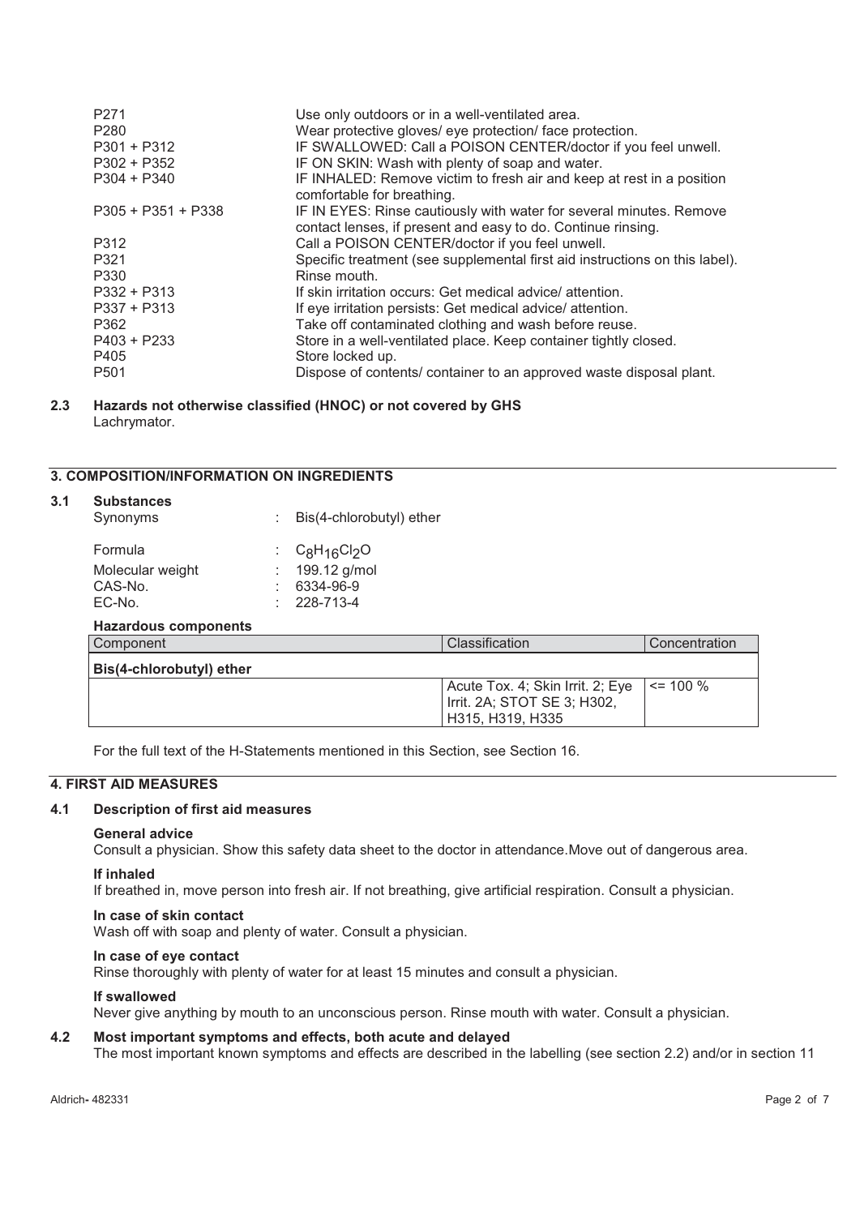| | |
|---|---|
| P271 | Use only outdoors or in a well-ventilated area. |
| P280 | Wear protective gloves/ eye protection/ face protection. |
| P301 + P312 | IF SWALLOWED: Call a POISON CENTER/doctor if you feel unwell. |
| P302 + P352 | IF ON SKIN: Wash with plenty of soap and water. |
| P304 + P340 | IF INHALED: Remove victim to fresh air and keep at rest in a position comfortable for breathing. |
| P305 + P351 + P338 | IF IN EYES: Rinse cautiously with water for several minutes. Remove contact lenses, if present and easy to do. Continue rinsing. |
| P312 | Call a POISON CENTER/doctor if you feel unwell. |
| P321 | Specific treatment (see supplemental first aid instructions on this label). |
| P330 | Rinse mouth. |
| P332 + P313 | If skin irritation occurs: Get medical advice/ attention. |
| P337 + P313 | If eye irritation persists: Get medical advice/ attention. |
| P362 | Take off contaminated clothing and wash before reuse. |
| P403 + P233 | Store in a well-ventilated place. Keep container tightly closed. |
| P405 | Store locked up. |
| P501 | Dispose of contents/ container to an approved waste disposal plant. |

### 2.3 Hazards not otherwise classified (HNOC) or not covered by GHS

Lachrymator.

## 3. COMPOSITION/INFORMATION ON INGREDIENTS

### 3.1 Substances

| | | |
|---|---|---|
| Synonyms | : | Bis(4-chlorobutyl) ether |
| Formula | : | $C_8H_{16}Cl_2O$ |
| Molecular weight | : | 199.12 g/mol |
| CAS-No. | : | 6334-96-9 |
| EC-No. | : | 228-713-4 |

**Hazardous components**

| Component | Classification | Concentration |
|---|---|---|
| **Bis(4-chlorobutyl) ether** | | |
| | Acute Tox. 4; Skin Irrit. 2; Eye Irrit. 2A; STOT SE 3; H302, H315, H319, H335 | <= 100 % |

For the full text of the H-Statements mentioned in this Section, see Section 16.

## 4. FIRST AID MEASURES

### 4.1 Description of first aid measures

**General advice**

Consult a physician. Show this safety data sheet to the doctor in attendance.Move out of dangerous area.

**If inhaled**

If breathed in, move person into fresh air. If not breathing, give artificial respiration. Consult a physician.

**In case of skin contact**

Wash off with soap and plenty of water. Consult a physician.

**In case of eye contact**

Rinse thoroughly with plenty of water for at least 15 minutes and consult a physician.

**If swallowed**

Never give anything by mouth to an unconscious person. Rinse mouth with water. Consult a physician.

### 4.2 Most important symptoms and effects, both acute and delayed

The most important known symptoms and effects are described in the labelling (see section 2.2) and/or in section 11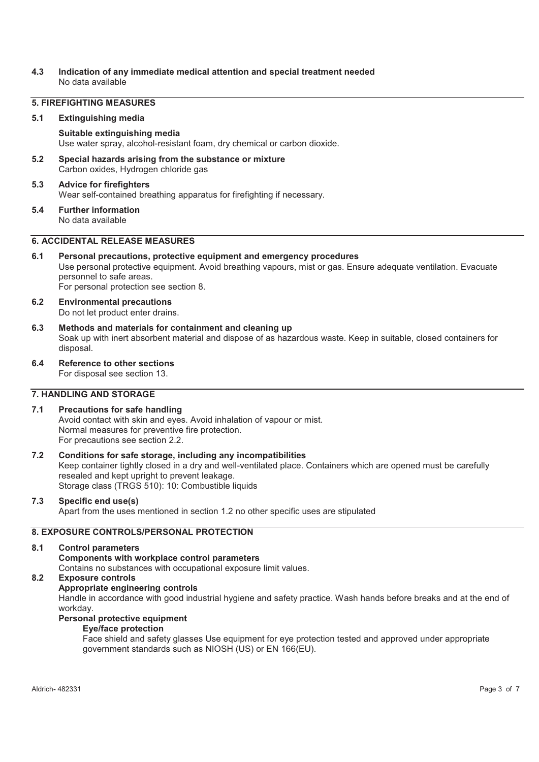### 4.3 Indication of any immediate medical attention and special treatment needed

No data available

## 5. FIREFIGHTING MEASURES

### 5.1 Extinguishing media

**Suitable extinguishing media**

Use water spray, alcohol-resistant foam, dry chemical or carbon dioxide.

### 5.2 Special hazards arising from the substance or mixture

Carbon oxides, Hydrogen chloride gas

### 5.3 Advice for firefighters

Wear self-contained breathing apparatus for firefighting if necessary.

### 5.4 Further information

No data available

## 6. ACCIDENTAL RELEASE MEASURES

### 6.1 Personal precautions, protective equipment and emergency procedures

Use personal protective equipment. Avoid breathing vapours, mist or gas. Ensure adequate ventilation. Evacuate personnel to safe areas.
For personal protection see section 8.

### 6.2 Environmental precautions

Do not let product enter drains.

### 6.3 Methods and materials for containment and cleaning up

Soak up with inert absorbent material and dispose of as hazardous waste. Keep in suitable, closed containers for disposal.

### 6.4 Reference to other sections

For disposal see section 13.

## 7. HANDLING AND STORAGE

### 7.1 Precautions for safe handling

Avoid contact with skin and eyes. Avoid inhalation of vapour or mist.
Normal measures for preventive fire protection.
For precautions see section 2.2.

### 7.2 Conditions for safe storage, including any incompatibilities

Keep container tightly closed in a dry and well-ventilated place. Containers which are opened must be carefully resealed and kept upright to prevent leakage.
Storage class (TRGS 510): 10: Combustible liquids

### 7.3 Specific end use(s)

Apart from the uses mentioned in section 1.2 no other specific uses are stipulated

## 8. EXPOSURE CONTROLS/PERSONAL PROTECTION

### 8.1 Control parameters

**Components with workplace control parameters**

Contains no substances with occupational exposure limit values.

### 8.2 Exposure controls

**Appropriate engineering controls**

Handle in accordance with good industrial hygiene and safety practice. Wash hands before breaks and at the end of workday.

**Personal protective equipment**

**Eye/face protection**

Face shield and safety glasses Use equipment for eye protection tested and approved under appropriate government standards such as NIOSH (US) or EN 166(EU).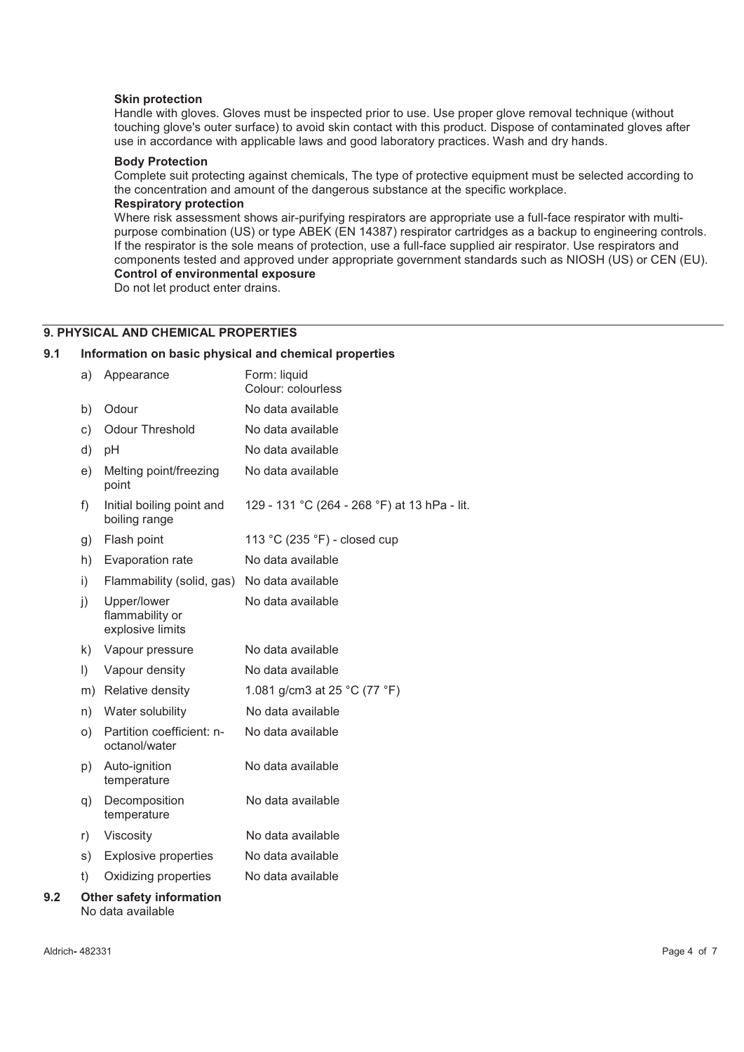**Skin protection**

Handle with gloves. Gloves must be inspected prior to use. Use proper glove removal technique (without touching glove's outer surface) to avoid skin contact with this product. Dispose of contaminated gloves after use in accordance with applicable laws and good laboratory practices. Wash and dry hands.

**Body Protection**

Complete suit protecting against chemicals, The type of protective equipment must be selected according to the concentration and amount of the dangerous substance at the specific workplace.

**Respiratory protection**

Where risk assessment shows air-purifying respirators are appropriate use a full-face respirator with multi-purpose combination (US) or type ABEK (EN 14387) respirator cartridges as a backup to engineering controls. If the respirator is the sole means of protection, use a full-face supplied air respirator. Use respirators and components tested and approved under appropriate government standards such as NIOSH (US) or CEN (EU).

**Control of environmental exposure**

Do not let product enter drains.

## 9. PHYSICAL AND CHEMICAL PROPERTIES

### 9.1 Information on basic physical and chemical properties

| | Property | Value |
|---|---|---|
| a) | Appearance | Form: liquid<br>Colour: colourless |
| b) | Odour | No data available |
| c) | Odour Threshold | No data available |
| d) | pH | No data available |
| e) | Melting point/freezing point | No data available |
| f) | Initial boiling point and boiling range | 129 - 131 °C (264 - 268 °F) at 13 hPa - lit. |
| g) | Flash point | 113 °C (235 °F) - closed cup |
| h) | Evaporation rate | No data available |
| i) | Flammability (solid, gas) | No data available |
| j) | Upper/lower flammability or explosive limits | No data available |
| k) | Vapour pressure | No data available |
| l) | Vapour density | No data available |
| m) | Relative density | 1.081 g/cm3 at 25 °C (77 °F) |
| n) | Water solubility | No data available |
| o) | Partition coefficient: n-octanol/water | No data available |
| p) | Auto-ignition temperature | No data available |
| q) | Decomposition temperature | No data available |
| r) | Viscosity | No data available |
| s) | Explosive properties | No data available |
| t) | Oxidizing properties | No data available |

### 9.2 Other safety information

No data available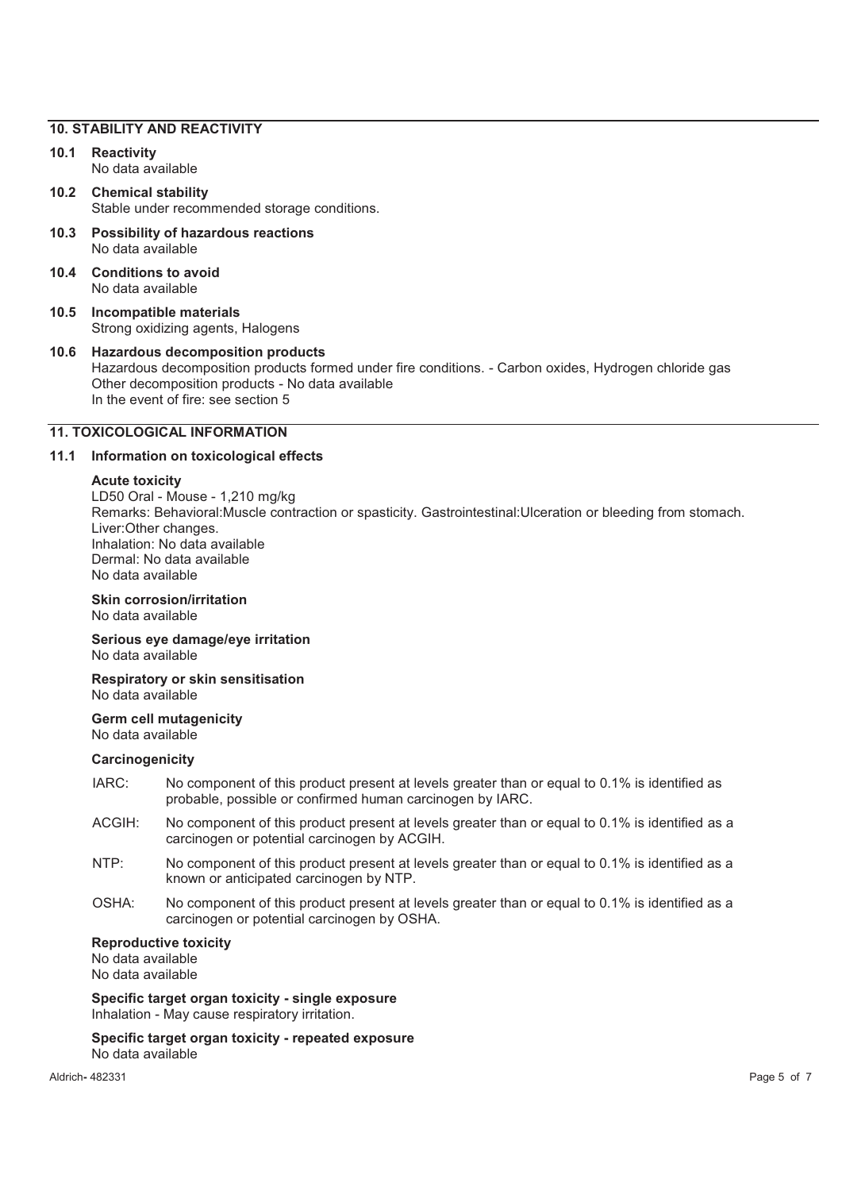## 10. STABILITY AND REACTIVITY

### 10.1 Reactivity

No data available

### 10.2 Chemical stability

Stable under recommended storage conditions.

### 10.3 Possibility of hazardous reactions

No data available

### 10.4 Conditions to avoid

No data available

### 10.5 Incompatible materials

Strong oxidizing agents, Halogens

### 10.6 Hazardous decomposition products

Hazardous decomposition products formed under fire conditions. - Carbon oxides, Hydrogen chloride gas
Other decomposition products - No data available
In the event of fire: see section 5

## 11. TOXICOLOGICAL INFORMATION

### 11.1 Information on toxicological effects

**Acute toxicity**

LD50 Oral - Mouse - 1,210 mg/kg
Remarks: Behavioral:Muscle contraction or spasticity. Gastrointestinal:Ulceration or bleeding from stomach. Liver:Other changes.
Inhalation: No data available
Dermal: No data available
No data available

**Skin corrosion/irritation**

No data available

**Serious eye damage/eye irritation**

No data available

**Respiratory or skin sensitisation**

No data available

**Germ cell mutagenicity**

No data available

**Carcinogenicity**

IARC: No component of this product present at levels greater than or equal to 0.1% is identified as probable, possible or confirmed human carcinogen by IARC.

ACGIH: No component of this product present at levels greater than or equal to 0.1% is identified as a carcinogen or potential carcinogen by ACGIH.

NTP: No component of this product present at levels greater than or equal to 0.1% is identified as a known or anticipated carcinogen by NTP.

OSHA: No component of this product present at levels greater than or equal to 0.1% is identified as a carcinogen or potential carcinogen by OSHA.

**Reproductive toxicity**

No data available
No data available

**Specific target organ toxicity - single exposure**

Inhalation - May cause respiratory irritation.

**Specific target organ toxicity - repeated exposure**

No data available

Aldrich- 482331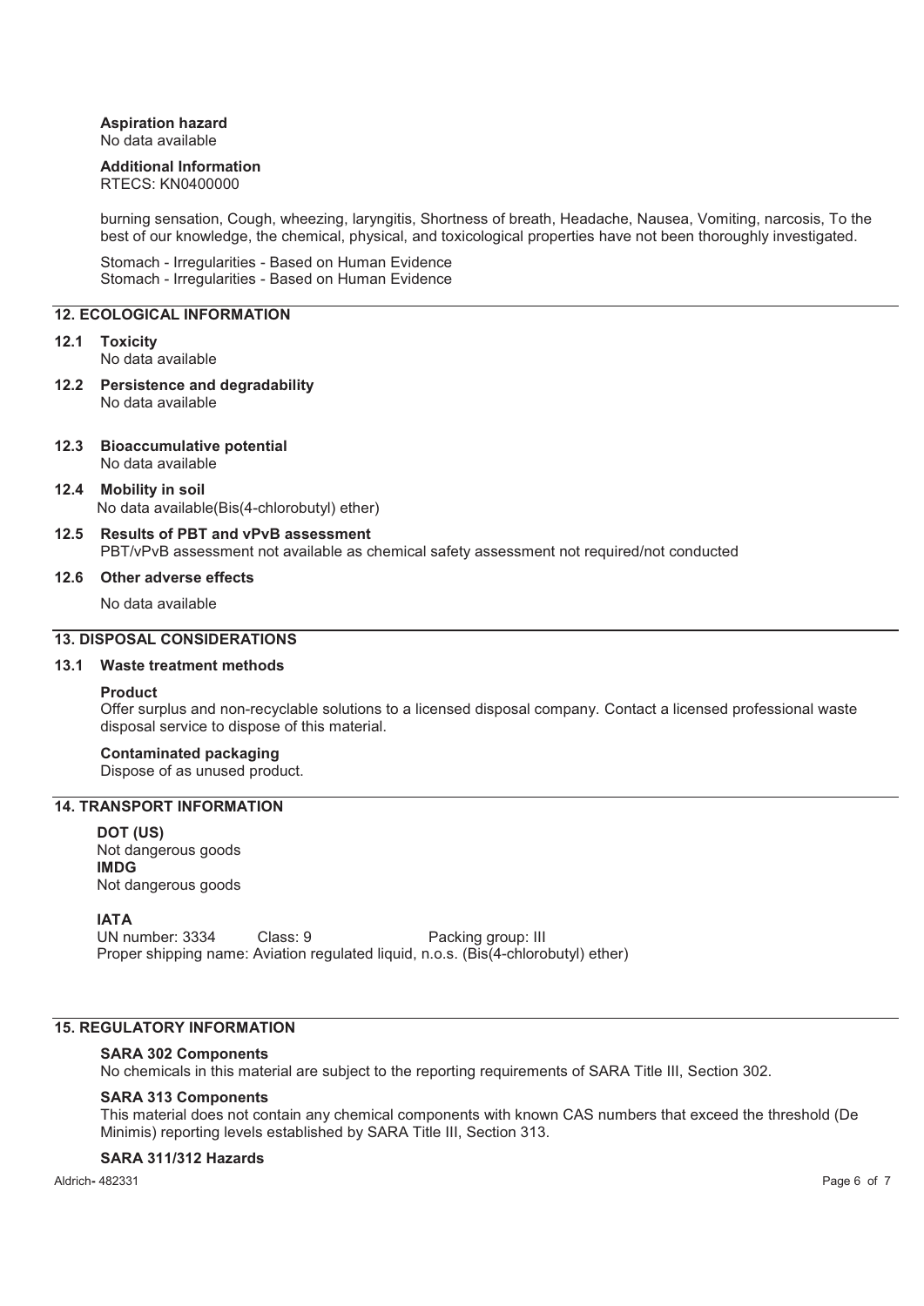**Aspiration hazard**
No data available

**Additional Information**
RTECS: KN0400000

burning sensation, Cough, wheezing, laryngitis, Shortness of breath, Headache, Nausea, Vomiting, narcosis, To the best of our knowledge, the chemical, physical, and toxicological properties have not been thoroughly investigated.

Stomach - Irregularities - Based on Human Evidence
Stomach - Irregularities - Based on Human Evidence

## 12. ECOLOGICAL INFORMATION

### 12.1 Toxicity
No data available

### 12.2 Persistence and degradability
No data available

### 12.3 Bioaccumulative potential
No data available

### 12.4 Mobility in soil
No data available(Bis(4-chlorobutyl) ether)

### 12.5 Results of PBT and vPvB assessment
PBT/vPvB assessment not available as chemical safety assessment not required/not conducted

### 12.6 Other adverse effects
No data available

## 13. DISPOSAL CONSIDERATIONS

### 13.1 Waste treatment methods

**Product**
Offer surplus and non-recyclable solutions to a licensed disposal company. Contact a licensed professional waste disposal service to dispose of this material.

**Contaminated packaging**
Dispose of as unused product.

## 14. TRANSPORT INFORMATION

**DOT (US)**
Not dangerous goods
**IMDG**
Not dangerous goods

**IATA**
UN number: 3334    Class: 9    Packing group: III
Proper shipping name: Aviation regulated liquid, n.o.s. (Bis(4-chlorobutyl) ether)

## 15. REGULATORY INFORMATION

**SARA 302 Components**
No chemicals in this material are subject to the reporting requirements of SARA Title III, Section 302.

**SARA 313 Components**
This material does not contain any chemical components with known CAS numbers that exceed the threshold (De Minimis) reporting levels established by SARA Title III, Section 313.

**SARA 311/312 Hazards**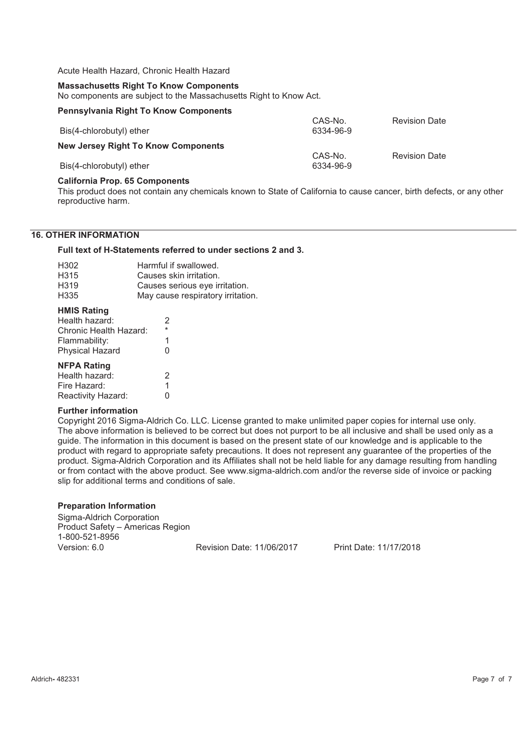Acute Health Hazard, Chronic Health Hazard

**Massachusetts Right To Know Components**

No components are subject to the Massachusetts Right to Know Act.

**Pennsylvania Right To Know Components**

| | CAS-No. | Revision Date |
|---|---|---|
| Bis(4-chlorobutyl) ether | 6334-96-9 | |

**New Jersey Right To Know Components**

| | CAS-No. | Revision Date |
|---|---|---|
| Bis(4-chlorobutyl) ether | 6334-96-9 | |

**California Prop. 65 Components**

This product does not contain any chemicals known to State of California to cause cancer, birth defects, or any other reproductive harm.

## 16. OTHER INFORMATION

**Full text of H-Statements referred to under sections 2 and 3.**

| | |
|---|---|
| H302 | Harmful if swallowed. |
| H315 | Causes skin irritation. |
| H319 | Causes serious eye irritation. |
| H335 | May cause respiratory irritation. |

**HMIS Rating**

| | |
|---|---|
| Health hazard: | 2 |
| Chronic Health Hazard: | * |
| Flammability: | 1 |
| Physical Hazard | 0 |

**NFPA Rating**

| | |
|---|---|
| Health hazard: | 2 |
| Fire Hazard: | 1 |
| Reactivity Hazard: | 0 |

**Further information**

Copyright 2016 Sigma-Aldrich Co. LLC. License granted to make unlimited paper copies for internal use only. The above information is believed to be correct but does not purport to be all inclusive and shall be used only as a guide. The information in this document is based on the present state of our knowledge and is applicable to the product with regard to appropriate safety precautions. It does not represent any guarantee of the properties of the product. Sigma-Aldrich Corporation and its Affiliates shall not be held liable for any damage resulting from handling or from contact with the above product. See www.sigma-aldrich.com and/or the reverse side of invoice or packing slip for additional terms and conditions of sale.

**Preparation Information**

Sigma-Aldrich Corporation
Product Safety – Americas Region
1-800-521-8956
Version: 6.0 Revision Date: 11/06/2017 Print Date: 11/17/2018